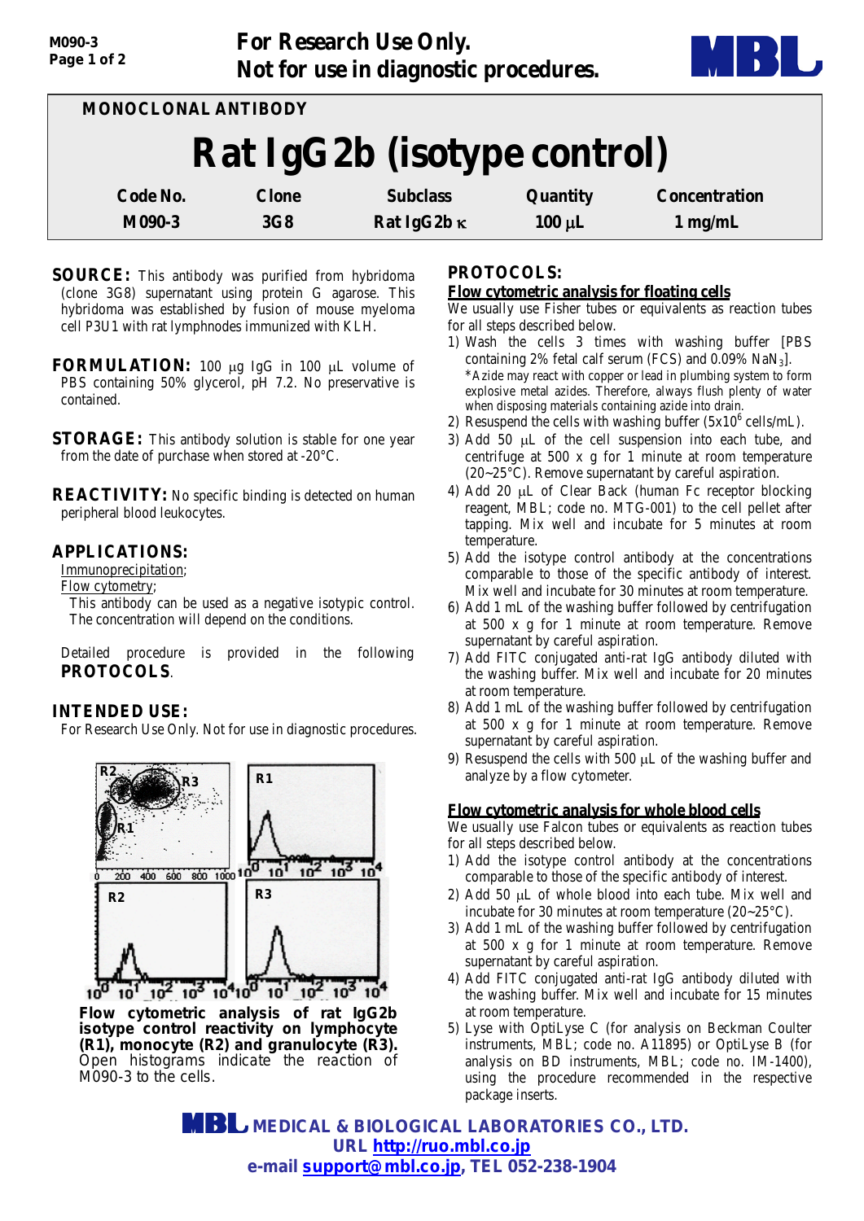**For Research Use Only.**
**Not for use in diagnostic procedures.**

MONOCLONAL ANTIBODY

# Rat IgG2b (isotype control)

| Code No. | Clone | Subclass | Quantity | Concentration |
|---|---|---|---|---|
| M090-3 | 3G8 | Rat IgG2b κ | 100 μL | 1 mg/mL |

**SOURCE:** This antibody was purified from hybridoma (clone 3G8) supernatant using protein G agarose. This hybridoma was established by fusion of mouse myeloma cell P3U1 with rat lymphnodes immunized with KLH.

**FORMULATION:** 100 μg IgG in 100 μL volume of PBS containing 50% glycerol, pH 7.2. No preservative is contained.

**STORAGE:** This antibody solution is stable for one year from the date of purchase when stored at -20°C.

**REACTIVITY:** No specific binding is detected on human peripheral blood leukocytes.

**APPLICATIONS:**

Immunoprecipitation;
Flow cytometry;
This antibody can be used as a negative isotypic control. The concentration will depend on the conditions.

Detailed procedure is provided in the following **PROTOCOLS**.

**INTENDED USE:**

For Research Use Only. Not for use in diagnostic procedures.

**Flow cytometric analysis of rat IgG2b isotype control reactivity on lymphocyte (R1), monocyte (R2) and granulocyte (R3).** Open histograms indicate the reaction of M090-3 to the cells.

**PROTOCOLS:**

**Flow cytometric analysis for floating cells**

We usually use Fisher tubes or equivalents as reaction tubes for all steps described below.

1) Wash the cells 3 times with washing buffer [PBS containing 2% fetal calf serum (FCS) and 0.09% $NaN_3$].
*Azide may react with copper or lead in plumbing system to form explosive metal azides. Therefore, always flush plenty of water when disposing materials containing azide into drain.
2) Resuspend the cells with washing buffer ($5x10^6$ cells/mL).
3) Add 50 μL of the cell suspension into each tube, and centrifuge at 500 x g for 1 minute at room temperature (20~25°C). Remove supernatant by careful aspiration.
4) Add 20 μL of Clear Back (human Fc receptor blocking reagent, MBL; code no. MTG-001) to the cell pellet after tapping. Mix well and incubate for 5 minutes at room temperature.
5) Add the isotype control antibody at the concentrations comparable to those of the specific antibody of interest. Mix well and incubate for 30 minutes at room temperature.
6) Add 1 mL of the washing buffer followed by centrifugation at 500 x g for 1 minute at room temperature. Remove supernatant by careful aspiration.
7) Add FITC conjugated anti-rat IgG antibody diluted with the washing buffer. Mix well and incubate for 20 minutes at room temperature.
8) Add 1 mL of the washing buffer followed by centrifugation at 500 x g for 1 minute at room temperature. Remove supernatant by careful aspiration.
9) Resuspend the cells with 500 μL of the washing buffer and analyze by a flow cytometer.

**Flow cytometric analysis for whole blood cells**

We usually use Falcon tubes or equivalents as reaction tubes for all steps described below.

1) Add the isotype control antibody at the concentrations comparable to those of the specific antibody of interest.
2) Add 50 μL of whole blood into each tube. Mix well and incubate for 30 minutes at room temperature (20~25°C).
3) Add 1 mL of the washing buffer followed by centrifugation at 500 x g for 1 minute at room temperature. Remove supernatant by careful aspiration.
4) Add FITC conjugated anti-rat IgG antibody diluted with the washing buffer. Mix well and incubate for 15 minutes at room temperature.
5) Lyse with OptiLyse C (for analysis on Beckman Coulter instruments, MBL; code no. A11895) or OptiLyse B (for analysis on BD instruments, MBL; code no. IM-1400), using the procedure recommended in the respective package inserts.

**MEDICAL & BIOLOGICAL LABORATORIES CO., LTD.**
URL http://ruo.mbl.co.jp
e-mail support@mbl.co.jp, TEL 052-238-1904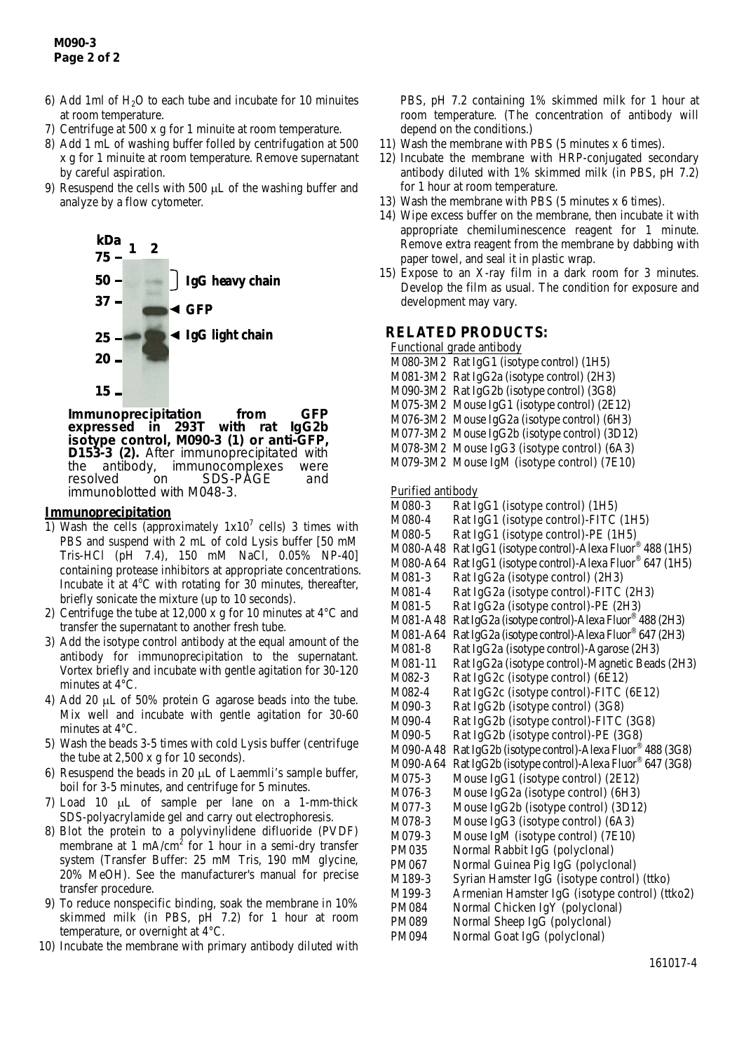6) Add 1ml of $H_2O$ to each tube and incubate for 10 minuites at room temperature.
7) Centrifuge at 500 x g for 1 minuite at room temperature.
8) Add 1 mL of washing buffer folled by centrifugation at 500 x g for 1 minuite at room temperature. Remove supernatant by careful aspiration.
9) Resuspend the cells with 500 µL of the washing buffer and analyze by a flow cytometer.

kDa
75
50
37
25
20
15
1 2
IgG heavy chain
GFP
IgG light chain

**Immunoprecipitation from GFP expressed in 293T with rat IgG2b isotype control, M090-3 (1) or anti-GFP, D153-3 (2).** After immunoprecipitated with the antibody, immunocomplexes were resolved on SDS-PAGE and immunoblotted with M048-3.

**Immunoprecipitation**

1) Wash the cells (approximately $1x10^7$ cells) 3 times with PBS and suspend with 2 mL of cold Lysis buffer [50 mM Tris-HCl (pH 7.4), 150 mM NaCl, 0.05% NP-40] containing protease inhibitors at appropriate concentrations. Incubate it at 4°C with rotating for 30 minutes, thereafter, briefly sonicate the mixture (up to 10 seconds).
2) Centrifuge the tube at 12,000 x g for 10 minutes at 4°C and transfer the supernatant to another fresh tube.
3) Add the isotype control antibody at the equal amount of the antibody for immunoprecipitation to the supernatant. Vortex briefly and incubate with gentle agitation for 30-120 minutes at 4°C.
4) Add 20 µL of 50% protein G agarose beads into the tube. Mix well and incubate with gentle agitation for 30-60 minutes at 4°C.
5) Wash the beads 3-5 times with cold Lysis buffer (centrifuge the tube at 2,500 x g for 10 seconds).
6) Resuspend the beads in 20 µL of Laemmli's sample buffer, boil for 3-5 minutes, and centrifuge for 5 minutes.
7) Load 10 µL of sample per lane on a 1-mm-thick SDS-polyacrylamide gel and carry out electrophoresis.
8) Blot the protein to a polyvinylidene difluoride (PVDF) membrane at 1 mA/$cm^2$ for 1 hour in a semi-dry transfer system (Transfer Buffer: 25 mM Tris, 190 mM glycine, 20% MeOH). See the manufacturer's manual for precise transfer procedure.
9) To reduce nonspecific binding, soak the membrane in 10% skimmed milk (in PBS, pH 7.2) for 1 hour at room temperature, or overnight at 4°C.
10) Incubate the membrane with primary antibody diluted with PBS, pH 7.2 containing 1% skimmed milk for 1 hour at room temperature. (The concentration of antibody will depend on the conditions.)
11) Wash the membrane with PBS (5 minutes x 6 times).
12) Incubate the membrane with HRP-conjugated secondary antibody diluted with 1% skimmed milk (in PBS, pH 7.2) for 1 hour at room temperature.
13) Wash the membrane with PBS (5 minutes x 6 times).
14) Wipe excess buffer on the membrane, then incubate it with appropriate chemiluminescence reagent for 1 minute. Remove extra reagent from the membrane by dabbing with paper towel, and seal it in plastic wrap.
15) Expose to an X-ray film in a dark room for 3 minutes. Develop the film as usual. The condition for exposure and development may vary.

## RELATED PRODUCTS:

Functional grade antibody

| | |
|---|---|
| M080-3M2 | Rat IgG1 (isotype control) (1H5) |
| M081-3M2 | Rat IgG2a (isotype control) (2H3) |
| M090-3M2 | Rat IgG2b (isotype control) (3G8) |
| M075-3M2 | Mouse IgG1 (isotype control) (2E12) |
| M076-3M2 | Mouse IgG2a (isotype control) (6H3) |
| M077-3M2 | Mouse IgG2b (isotype control) (3D12) |
| M078-3M2 | Mouse IgG3 (isotype control) (6A3) |
| M079-3M2 | Mouse IgM (isotype control) (7E10) |

Purified antibody

| | |
|---|---|
| M080-3 | Rat IgG1 (isotype control) (1H5) |
| M080-4 | Rat IgG1 (isotype control)-FITC (1H5) |
| M080-5 | Rat IgG1 (isotype control)-PE (1H5) |
| M080-A48 | Rat IgG1 (isotype control)-Alexa Fluor® 488 (1H5) |
| M080-A64 | Rat IgG1 (isotype control)-Alexa Fluor® 647 (1H5) |
| M081-3 | Rat IgG2a (isotype control) (2H3) |
| M081-4 | Rat IgG2a (isotype control)-FITC (2H3) |
| M081-5 | Rat IgG2a (isotype control)-PE (2H3) |
| M081-A48 | Rat IgG2a (isotype control)-Alexa Fluor® 488 (2H3) |
| M081-A64 | Rat IgG2a (isotype control)-Alexa Fluor® 647 (2H3) |
| M081-8 | Rat IgG2a (isotype control)-Agarose (2H3) |
| M081-11 | Rat IgG2a (isotype control)-Magnetic Beads (2H3) |
| M082-3 | Rat IgG2c (isotype control) (6E12) |
| M082-4 | Rat IgG2c (isotype control)-FITC (6E12) |
| M090-3 | Rat IgG2b (isotype control) (3G8) |
| M090-4 | Rat IgG2b (isotype control)-FITC (3G8) |
| M090-5 | Rat IgG2b (isotype control)-PE (3G8) |
| M090-A48 | Rat IgG2b (isotype control)-Alexa Fluor® 488 (3G8) |
| M090-A64 | Rat IgG2b (isotype control)-Alexa Fluor® 647 (3G8) |
| M075-3 | Mouse IgG1 (isotype control) (2E12) |
| M076-3 | Mouse IgG2a (isotype control) (6H3) |
| M077-3 | Mouse IgG2b (isotype control) (3D12) |
| M078-3 | Mouse IgG3 (isotype control) (6A3) |
| M079-3 | Mouse IgM (isotype control) (7E10) |
| PM035 | Normal Rabbit IgG (polyclonal) |
| PM067 | Normal Guinea Pig IgG (polyclonal) |
| M189-3 | Syrian Hamster IgG (isotype control) (ttko) |
| M199-3 | Armenian Hamster IgG (isotype control) (ttko2) |
| PM084 | Normal Chicken IgY (polyclonal) |
| PM089 | Normal Sheep IgG (polyclonal) |
| PM094 | Normal Goat IgG (polyclonal) |

161017-4